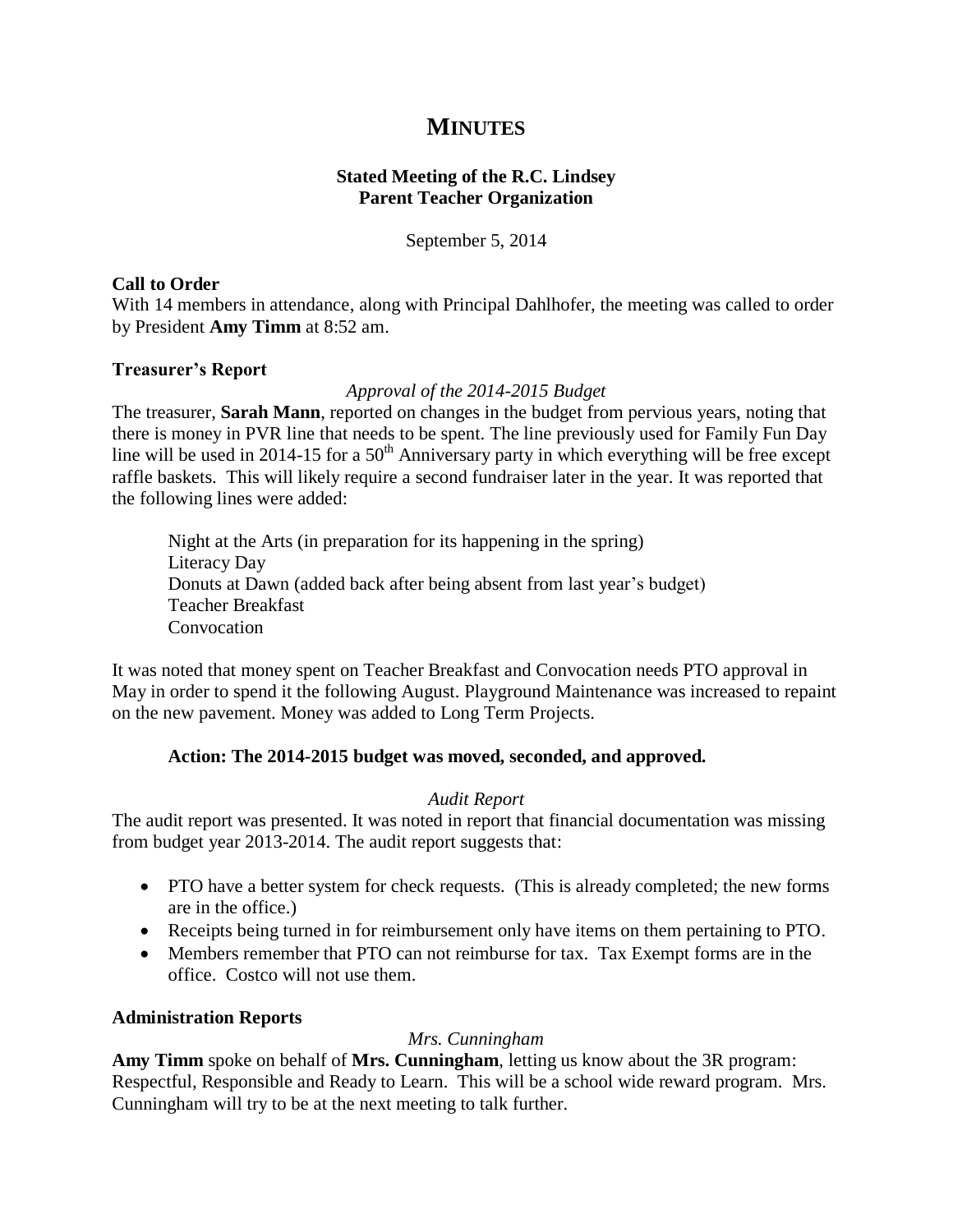# MINUTES

**Stated Meeting of the R.C. Lindsey**
**Parent Teacher Organization**

September 5, 2014

**Call to Order**

With 14 members in attendance, along with Principal Dahlhofer, the meeting was called to order by President **Amy Timm** at 8:52 am.

**Treasurer's Report**

*Approval of the 2014-2015 Budget*

The treasurer, **Sarah Mann**, reported on changes in the budget from pervious years, noting that there is money in PVR line that needs to be spent. The line previously used for Family Fun Day line will be used in 2014-15 for a 50th Anniversary party in which everything will be free except raffle baskets. This will likely require a second fundraiser later in the year. It was reported that the following lines were added:

Night at the Arts (in preparation for its happening in the spring)
Literacy Day
Donuts at Dawn (added back after being absent from last year's budget)
Teacher Breakfast
Convocation

It was noted that money spent on Teacher Breakfast and Convocation needs PTO approval in May in order to spend it the following August. Playground Maintenance was increased to repaint on the new pavement. Money was added to Long Term Projects.

**Action: The 2014-2015 budget was moved, seconded, and approved.**

*Audit Report*

The audit report was presented. It was noted in report that financial documentation was missing from budget year 2013-2014. The audit report suggests that:

- PTO have a better system for check requests. (This is already completed; the new forms are in the office.)
- Receipts being turned in for reimbursement only have items on them pertaining to PTO.
- Members remember that PTO can not reimburse for tax. Tax Exempt forms are in the office. Costco will not use them.

**Administration Reports**

*Mrs. Cunningham*

**Amy Timm** spoke on behalf of **Mrs. Cunningham**, letting us know about the 3R program: Respectful, Responsible and Ready to Learn. This will be a school wide reward program. Mrs. Cunningham will try to be at the next meeting to talk further.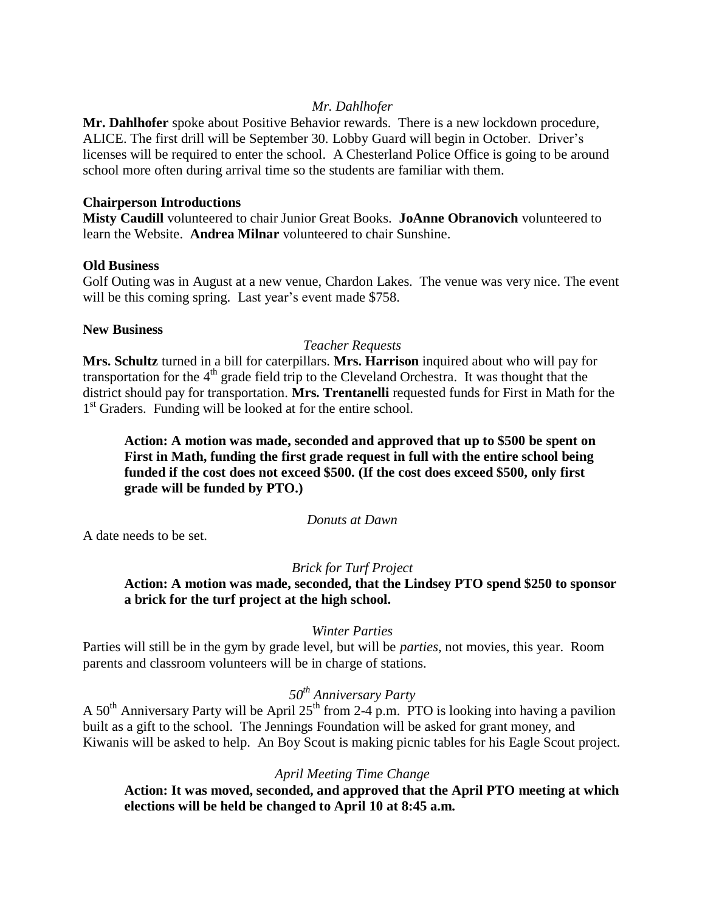*Mr. Dahlhofer*

**Mr. Dahlhofer** spoke about Positive Behavior rewards. There is a new lockdown procedure, ALICE. The first drill will be September 30. Lobby Guard will begin in October. Driver's licenses will be required to enter the school. A Chesterland Police Office is going to be around school more often during arrival time so the students are familiar with them.

**Chairperson Introductions**

**Misty Caudill** volunteered to chair Junior Great Books. **JoAnne Obranovich** volunteered to learn the Website. **Andrea Milnar** volunteered to chair Sunshine.

**Old Business**

Golf Outing was in August at a new venue, Chardon Lakes. The venue was very nice. The event will be this coming spring. Last year's event made $758.

**New Business**

*Teacher Requests*

**Mrs. Schultz** turned in a bill for caterpillars. **Mrs. Harrison** inquired about who will pay for transportation for the 4th grade field trip to the Cleveland Orchestra. It was thought that the district should pay for transportation. **Mrs. Trentanelli** requested funds for First in Math for the 1st Graders. Funding will be looked at for the entire school.

> **Action: A motion was made, seconded and approved that up to $500 be spent on First in Math, funding the first grade request in full with the entire school being funded if the cost does not exceed $500. (If the cost does exceed $500, only first grade will be funded by PTO.)**

*Donuts at Dawn*

A date needs to be set.

*Brick for Turf Project*

> **Action: A motion was made, seconded, that the Lindsey PTO spend $250 to sponsor a brick for the turf project at the high school.**

*Winter Parties*

Parties will still be in the gym by grade level, but will be *parties*, not movies, this year. Room parents and classroom volunteers will be in charge of stations.

*50th Anniversary Party*

A 50th Anniversary Party will be April 25th from 2-4 p.m. PTO is looking into having a pavilion built as a gift to the school. The Jennings Foundation will be asked for grant money, and Kiwanis will be asked to help. An Boy Scout is making picnic tables for his Eagle Scout project.

*April Meeting Time Change*

> **Action: It was moved, seconded, and approved that the April PTO meeting at which elections will be held be changed to April 10 at 8:45 a.m.**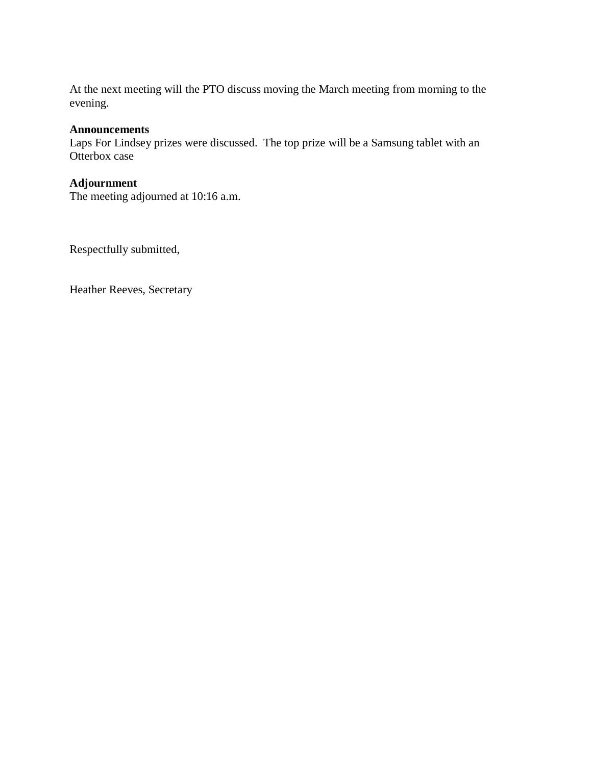At the next meeting will the PTO discuss moving the March meeting from morning to the evening.

**Announcements**
Laps For Lindsey prizes were discussed. The top prize will be a Samsung tablet with an Otterbox case

**Adjournment**
The meeting adjourned at 10:16 a.m.

Respectfully submitted,

Heather Reeves, Secretary